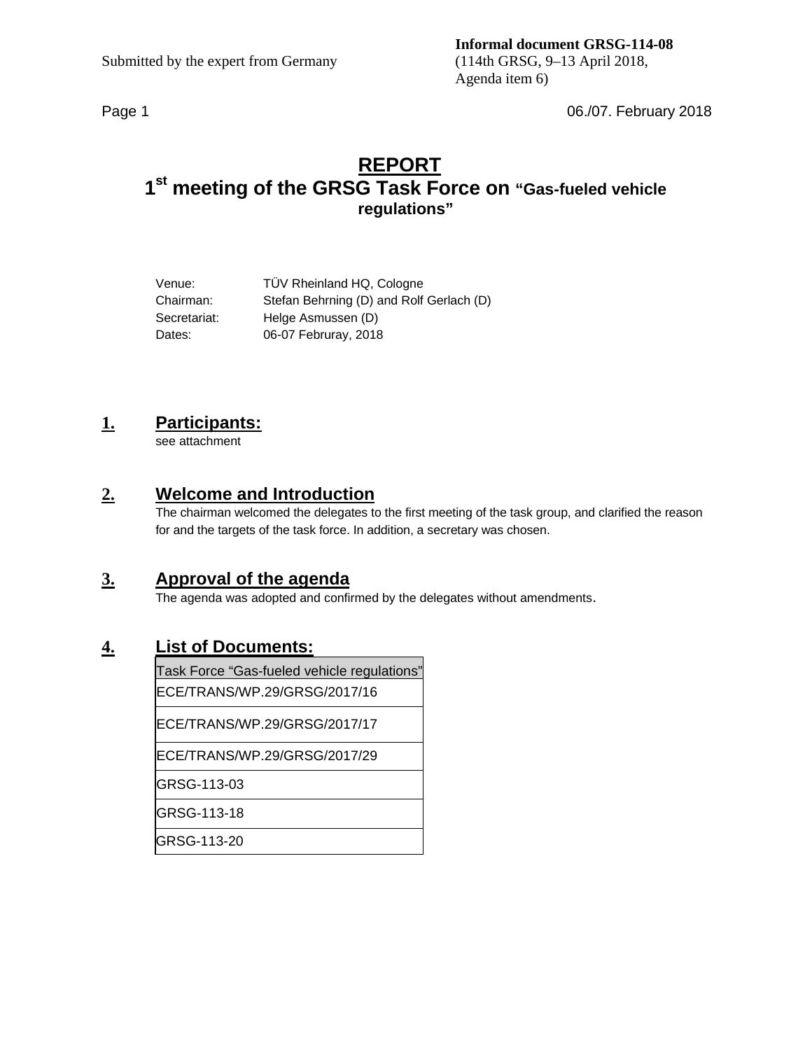Submitted by the expert from Germany

**Informal document GRSG-114-08**
(114th GRSG, 9–13 April 2018,
Agenda item 6)

06./07. February 2018

# REPORT
## 1st meeting of the GRSG Task Force on "Gas-fueled vehicle regulations"

Venue: TÜV Rheinland HQ, Cologne
Chairman: Stefan Behrning (D) and Rolf Gerlach (D)
Secretariat: Helge Asmussen (D)
Dates: 06-07 Februray, 2018

## 1. Participants:

see attachment

## 2. Welcome and Introduction

The chairman welcomed the delegates to the first meeting of the task group, and clarified the reason for and the targets of the task force. In addition, a secretary was chosen.

## 3. Approval of the agenda

The agenda was adopted and confirmed by the delegates without amendments.

## 4. List of Documents:

| Task Force "Gas-fueled vehicle regulations" |
|---|
| ECE/TRANS/WP.29/GRSG/2017/16 |
| ECE/TRANS/WP.29/GRSG/2017/17 |
| ECE/TRANS/WP.29/GRSG/2017/29 |
| GRSG-113-03 |
| GRSG-113-18 |
| GRSG-113-20 |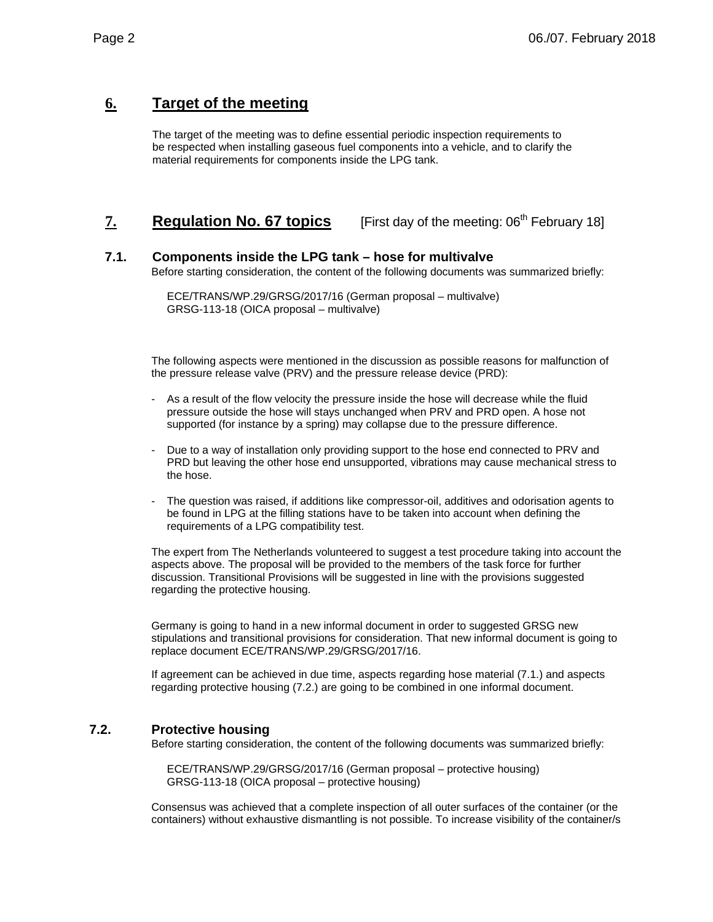## 6. Target of the meeting

The target of the meeting was to define essential periodic inspection requirements to be respected when installing gaseous fuel components into a vehicle, and to clarify the material requirements for components inside the LPG tank.

## 7. Regulation No. 67 topics [First day of the meeting: 06th February 18]

### 7.1. Components inside the LPG tank – hose for multivalve

Before starting consideration, the content of the following documents was summarized briefly:

ECE/TRANS/WP.29/GRSG/2017/16 (German proposal – multivalve)
GRSG-113-18 (OICA proposal – multivalve)

The following aspects were mentioned in the discussion as possible reasons for malfunction of the pressure release valve (PRV) and the pressure release device (PRD):

- As a result of the flow velocity the pressure inside the hose will decrease while the fluid pressure outside the hose will stays unchanged when PRV and PRD open. A hose not supported (for instance by a spring) may collapse due to the pressure difference.

- Due to a way of installation only providing support to the hose end connected to PRV and PRD but leaving the other hose end unsupported, vibrations may cause mechanical stress to the hose.

- The question was raised, if additions like compressor-oil, additives and odorisation agents to be found in LPG at the filling stations have to be taken into account when defining the requirements of a LPG compatibility test.

The expert from The Netherlands volunteered to suggest a test procedure taking into account the aspects above. The proposal will be provided to the members of the task force for further discussion. Transitional Provisions will be suggested in line with the provisions suggested regarding the protective housing.

Germany is going to hand in a new informal document in order to suggested GRSG new stipulations and transitional provisions for consideration. That new informal document is going to replace document ECE/TRANS/WP.29/GRSG/2017/16.

If agreement can be achieved in due time, aspects regarding hose material (7.1.) and aspects regarding protective housing (7.2.) are going to be combined in one informal document.

### 7.2. Protective housing

Before starting consideration, the content of the following documents was summarized briefly:

ECE/TRANS/WP.29/GRSG/2017/16 (German proposal – protective housing)
GRSG-113-18 (OICA proposal – protective housing)

Consensus was achieved that a complete inspection of all outer surfaces of the container (or the containers) without exhaustive dismantling is not possible. To increase visibility of the container/s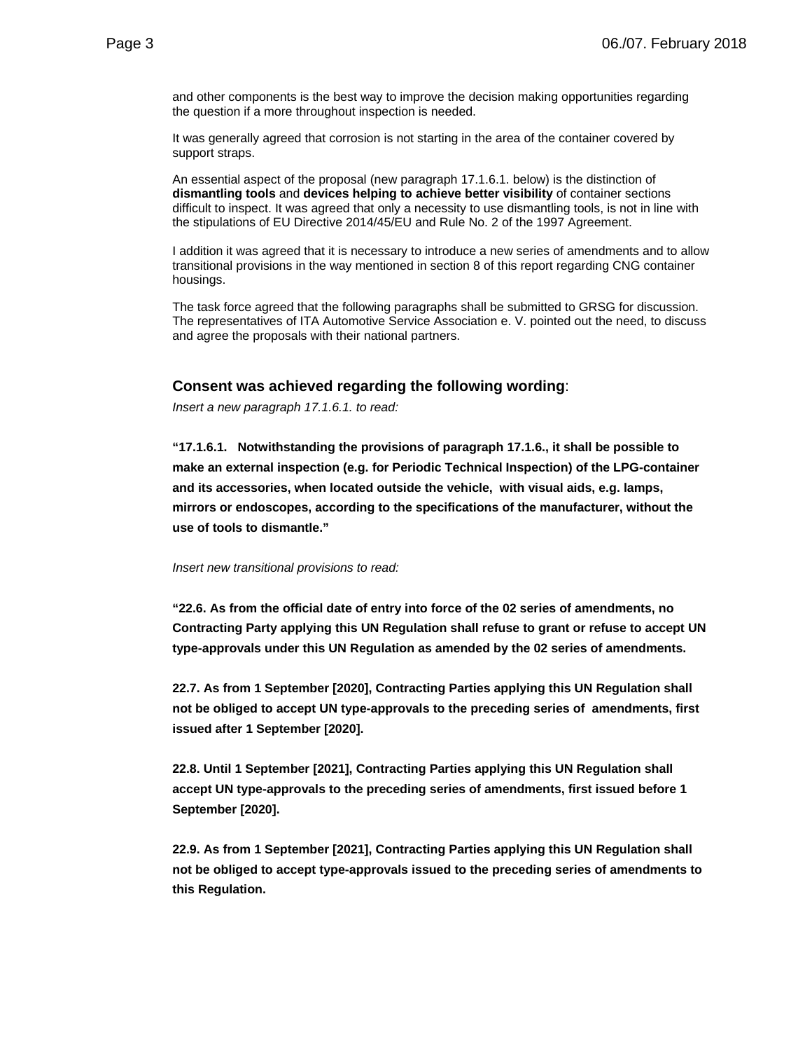and other components is the best way to improve the decision making opportunities regarding the question if a more throughout inspection is needed.

It was generally agreed that corrosion is not starting in the area of the container covered by support straps.

An essential aspect of the proposal (new paragraph 17.1.6.1. below) is the distinction of **dismantling tools** and **devices helping to achieve better visibility** of container sections difficult to inspect. It was agreed that only a necessity to use dismantling tools, is not in line with the stipulations of EU Directive 2014/45/EU and Rule No. 2 of the 1997 Agreement.

I addition it was agreed that it is necessary to introduce a new series of amendments and to allow transitional provisions in the way mentioned in section 8 of this report regarding CNG container housings.

The task force agreed that the following paragraphs shall be submitted to GRSG for discussion. The representatives of ITA Automotive Service Association e. V. pointed out the need, to discuss and agree the proposals with their national partners.

### Consent was achieved regarding the following wording:

*Insert a new paragraph 17.1.6.1. to read:*

**"17.1.6.1. Notwithstanding the provisions of paragraph 17.1.6., it shall be possible to make an external inspection (e.g. for Periodic Technical Inspection) of the LPG-container and its accessories, when located outside the vehicle, with visual aids, e.g. lamps, mirrors or endoscopes, according to the specifications of the manufacturer, without the use of tools to dismantle."**

*Insert new transitional provisions to read:*

**"22.6. As from the official date of entry into force of the 02 series of amendments, no Contracting Party applying this UN Regulation shall refuse to grant or refuse to accept UN type-approvals under this UN Regulation as amended by the 02 series of amendments.**

**22.7. As from 1 September [2020], Contracting Parties applying this UN Regulation shall not be obliged to accept UN type-approvals to the preceding series of amendments, first issued after 1 September [2020].**

**22.8. Until 1 September [2021], Contracting Parties applying this UN Regulation shall accept UN type-approvals to the preceding series of amendments, first issued before 1 September [2020].**

**22.9. As from 1 September [2021], Contracting Parties applying this UN Regulation shall not be obliged to accept type-approvals issued to the preceding series of amendments to this Regulation.**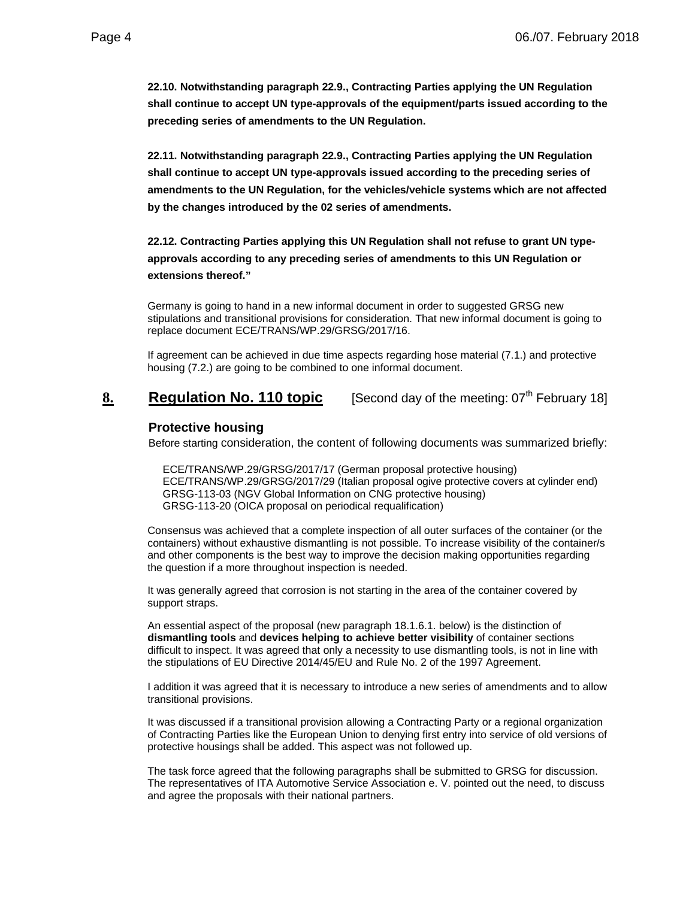**22.10. Notwithstanding paragraph 22.9., Contracting Parties applying the UN Regulation shall continue to accept UN type-approvals of the equipment/parts issued according to the preceding series of amendments to the UN Regulation.**

**22.11. Notwithstanding paragraph 22.9., Contracting Parties applying the UN Regulation shall continue to accept UN type-approvals issued according to the preceding series of amendments to the UN Regulation, for the vehicles/vehicle systems which are not affected by the changes introduced by the 02 series of amendments.**

**22.12. Contracting Parties applying this UN Regulation shall not refuse to grant UN type-approvals according to any preceding series of amendments to this UN Regulation or extensions thereof."**

Germany is going to hand in a new informal document in order to suggested GRSG new stipulations and transitional provisions for consideration. That new informal document is going to replace document ECE/TRANS/WP.29/GRSG/2017/16.

If agreement can be achieved in due time aspects regarding hose material (7.1.) and protective housing (7.2.) are going to be combined to one informal document.

## 8. Regulation No. 110 topic

[Second day of the meeting: 07th February 18]

### Protective housing

Before starting consideration, the content of following documents was summarized briefly:

ECE/TRANS/WP.29/GRSG/2017/17 (German proposal protective housing)
ECE/TRANS/WP.29/GRSG/2017/29 (Italian proposal ogive protective covers at cylinder end)
GRSG-113-03 (NGV Global Information on CNG protective housing)
GRSG-113-20 (OICA proposal on periodical requalification)

Consensus was achieved that a complete inspection of all outer surfaces of the container (or the containers) without exhaustive dismantling is not possible. To increase visibility of the container/s and other components is the best way to improve the decision making opportunities regarding the question if a more throughout inspection is needed.

It was generally agreed that corrosion is not starting in the area of the container covered by support straps.

An essential aspect of the proposal (new paragraph 18.1.6.1. below) is the distinction of **dismantling tools** and **devices helping to achieve better visibility** of container sections difficult to inspect. It was agreed that only a necessity to use dismantling tools, is not in line with the stipulations of EU Directive 2014/45/EU and Rule No. 2 of the 1997 Agreement.

I addition it was agreed that it is necessary to introduce a new series of amendments and to allow transitional provisions.

It was discussed if a transitional provision allowing a Contracting Party or a regional organization of Contracting Parties like the European Union to denying first entry into service of old versions of protective housings shall be added. This aspect was not followed up.

The task force agreed that the following paragraphs shall be submitted to GRSG for discussion. The representatives of ITA Automotive Service Association e. V. pointed out the need, to discuss and agree the proposals with their national partners.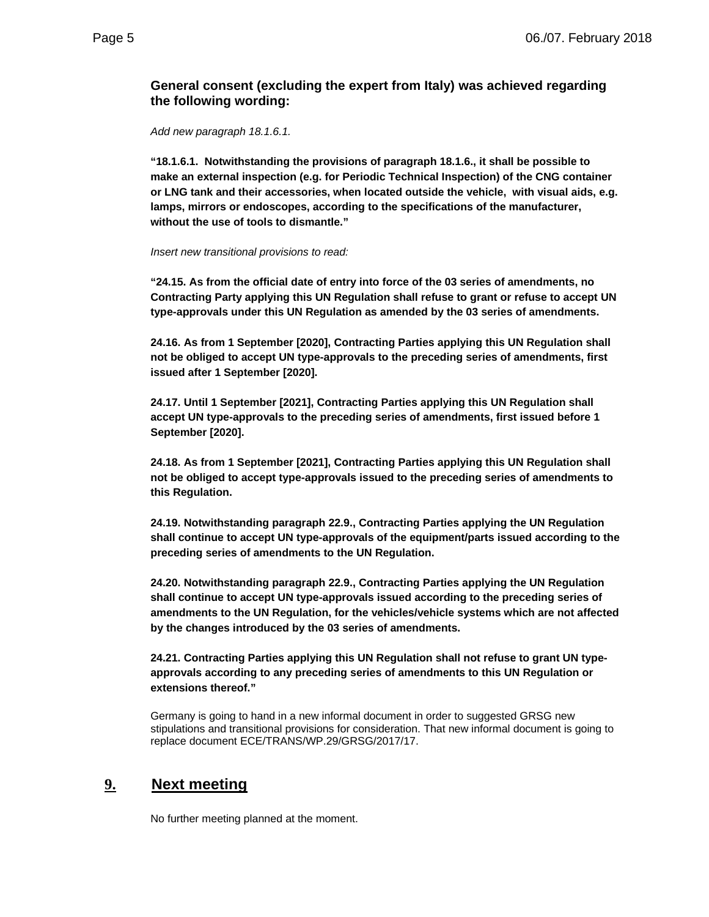**General consent (excluding the expert from Italy) was achieved regarding the following wording:**

*Add new paragraph 18.1.6.1.*

**"18.1.6.1. Notwithstanding the provisions of paragraph 18.1.6., it shall be possible to make an external inspection (e.g. for Periodic Technical Inspection) of the CNG container or LNG tank and their accessories, when located outside the vehicle, with visual aids, e.g. lamps, mirrors or endoscopes, according to the specifications of the manufacturer, without the use of tools to dismantle."**

*Insert new transitional provisions to read:*

**"24.15. As from the official date of entry into force of the 03 series of amendments, no Contracting Party applying this UN Regulation shall refuse to grant or refuse to accept UN type-approvals under this UN Regulation as amended by the 03 series of amendments.**

**24.16. As from 1 September [2020], Contracting Parties applying this UN Regulation shall not be obliged to accept UN type-approvals to the preceding series of amendments, first issued after 1 September [2020].**

**24.17. Until 1 September [2021], Contracting Parties applying this UN Regulation shall accept UN type-approvals to the preceding series of amendments, first issued before 1 September [2020].**

**24.18. As from 1 September [2021], Contracting Parties applying this UN Regulation shall not be obliged to accept type-approvals issued to the preceding series of amendments to this Regulation.**

**24.19. Notwithstanding paragraph 22.9., Contracting Parties applying the UN Regulation shall continue to accept UN type-approvals of the equipment/parts issued according to the preceding series of amendments to the UN Regulation.**

**24.20. Notwithstanding paragraph 22.9., Contracting Parties applying the UN Regulation shall continue to accept UN type-approvals issued according to the preceding series of amendments to the UN Regulation, for the vehicles/vehicle systems which are not affected by the changes introduced by the 03 series of amendments.**

**24.21. Contracting Parties applying this UN Regulation shall not refuse to grant UN type-approvals according to any preceding series of amendments to this UN Regulation or extensions thereof."**

Germany is going to hand in a new informal document in order to suggested GRSG new stipulations and transitional provisions for consideration. That new informal document is going to replace document ECE/TRANS/WP.29/GRSG/2017/17.

## 9. Next meeting

No further meeting planned at the moment.